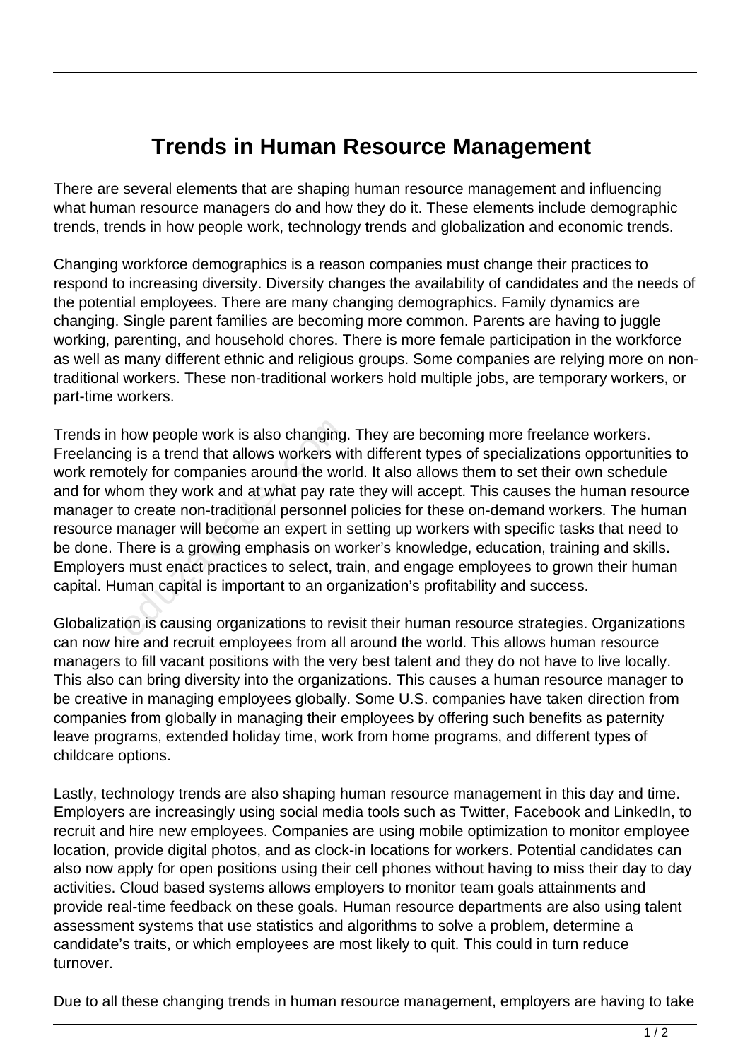# Trends in Human Resource Management

There are several elements that are shaping human resource management and influencing what human resource managers do and how they do it. These elements include demographic trends, trends in how people work, technology trends and globalization and economic trends.

Changing workforce demographics is a reason companies must change their practices to respond to increasing diversity. Diversity changes the availability of candidates and the needs of the potential employees. There are many changing demographics. Family dynamics are changing. Single parent families are becoming more common. Parents are having to juggle working, parenting, and household chores. There is more female participation in the workforce as well as many different ethnic and religious groups. Some companies are relying more on non-traditional workers. These non-traditional workers hold multiple jobs, are temporary workers, or part-time workers.

Trends in how people work is also changing. They are becoming more freelance workers. Freelancing is a trend that allows workers with different types of specializations opportunities to work remotely for companies around the world. It also allows them to set their own schedule and for whom they work and at what pay rate they will accept. This causes the human resource manager to create non-traditional personnel policies for these on-demand workers. The human resource manager will become an expert in setting up workers with specific tasks that need to be done. There is a growing emphasis on worker's knowledge, education, training and skills. Employers must enact practices to select, train, and engage employees to grown their human capital. Human capital is important to an organization's profitability and success.

Globalization is causing organizations to revisit their human resource strategies. Organizations can now hire and recruit employees from all around the world. This allows human resource managers to fill vacant positions with the very best talent and they do not have to live locally. This also can bring diversity into the organizations. This causes a human resource manager to be creative in managing employees globally. Some U.S. companies have taken direction from companies from globally in managing their employees by offering such benefits as paternity leave programs, extended holiday time, work from home programs, and different types of childcare options.

Lastly, technology trends are also shaping human resource management in this day and time. Employers are increasingly using social media tools such as Twitter, Facebook and LinkedIn, to recruit and hire new employees. Companies are using mobile optimization to monitor employee location, provide digital photos, and as clock-in locations for workers. Potential candidates can also now apply for open positions using their cell phones without having to miss their day to day activities. Cloud based systems allows employers to monitor team goals attainments and provide real-time feedback on these goals. Human resource departments are also using talent assessment systems that use statistics and algorithms to solve a problem, determine a candidate's traits, or which employees are most likely to quit. This could in turn reduce turnover.

Due to all these changing trends in human resource management, employers are having to take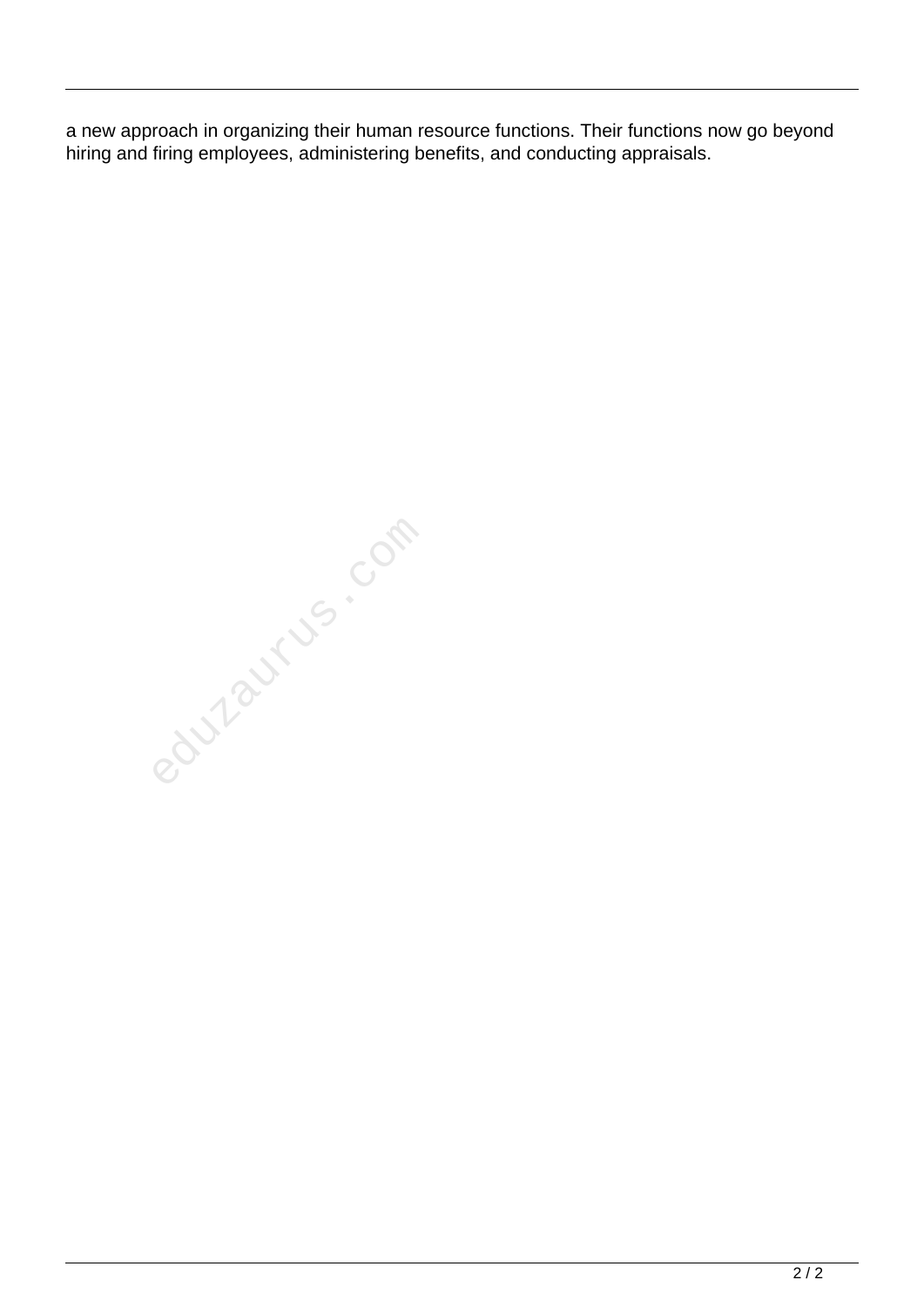a new approach in organizing their human resource functions. Their functions now go beyond hiring and firing employees, administering benefits, and conducting appraisals.